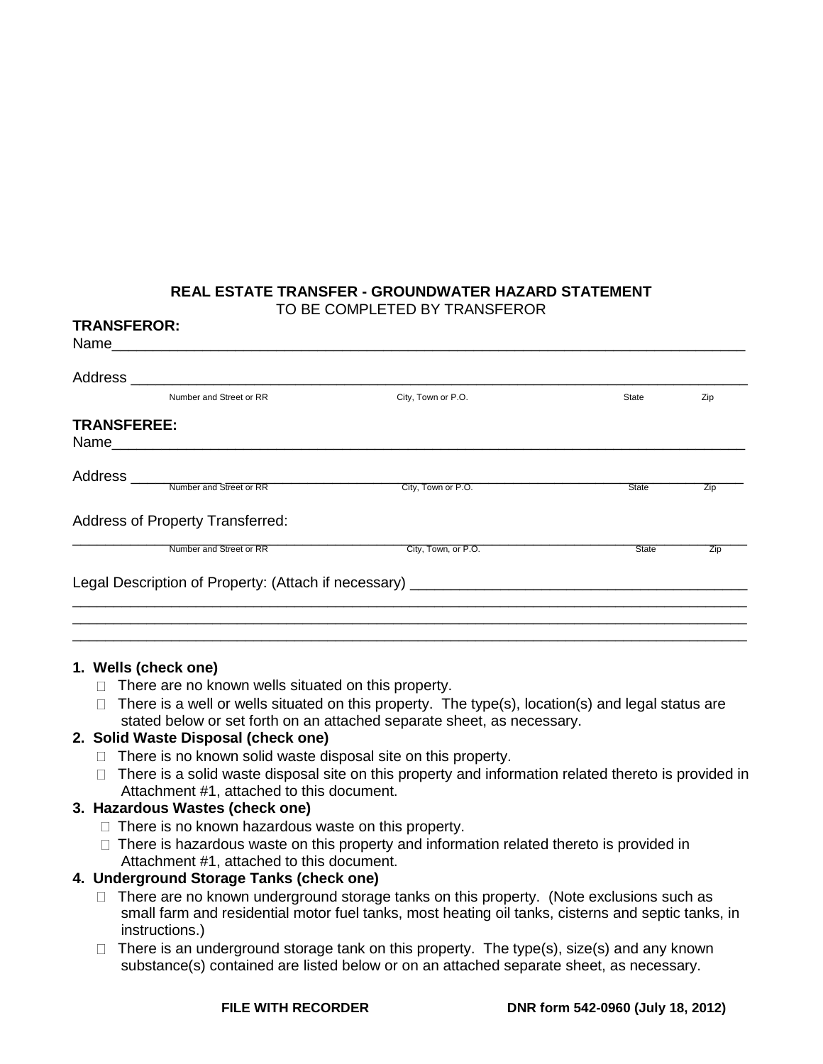**REAL ESTATE TRANSFER - GROUNDWATER HAZARD STATEMENT**

TO BE COMPLETED BY TRANSFEROR

**TRANSFEROR:**

Name_______________________________________________________________________________

Address ____________________________________________________________________________

Number and Street or RR　　　　City, Town or P.O.　　　　State　　　　Zip

**TRANSFEREE:**

Name_______________________________________________________________________________

Address ____________________________________________________________________________

Number and Street or RR　　　　City, Town or P.O.　　　　State　　　　Zip

Address of Property Transferred:

____________________________________________________________________________________

Number and Street or RR　　　　City, Town, or P.O.　　　　State　　　　Zip

Legal Description of Property: (Attach if necessary) ________________________________________

____________________________________________________________________________________

____________________________________________________________________________________

____________________________________________________________________________________

**1. Wells (check one)**

- ☐ There are no known wells situated on this property.
- ☐ There is a well or wells situated on this property. The type(s), location(s) and legal status are stated below or set forth on an attached separate sheet, as necessary.

**2. Solid Waste Disposal (check one)**

- ☐ There is no known solid waste disposal site on this property.
- ☐ There is a solid waste disposal site on this property and information related thereto is provided in Attachment #1, attached to this document.

**3. Hazardous Wastes (check one)**

- ☐ There is no known hazardous waste on this property.
- ☐ There is hazardous waste on this property and information related thereto is provided in Attachment #1, attached to this document.

**4. Underground Storage Tanks (check one)**

- ☐ There are no known underground storage tanks on this property. (Note exclusions such as small farm and residential motor fuel tanks, most heating oil tanks, cisterns and septic tanks, in instructions.)
- ☐ There is an underground storage tank on this property. The type(s), size(s) and any known substance(s) contained are listed below or on an attached separate sheet, as necessary.

**FILE WITH RECORDER**　　　　**DNR form 542-0960 (July 18, 2012)**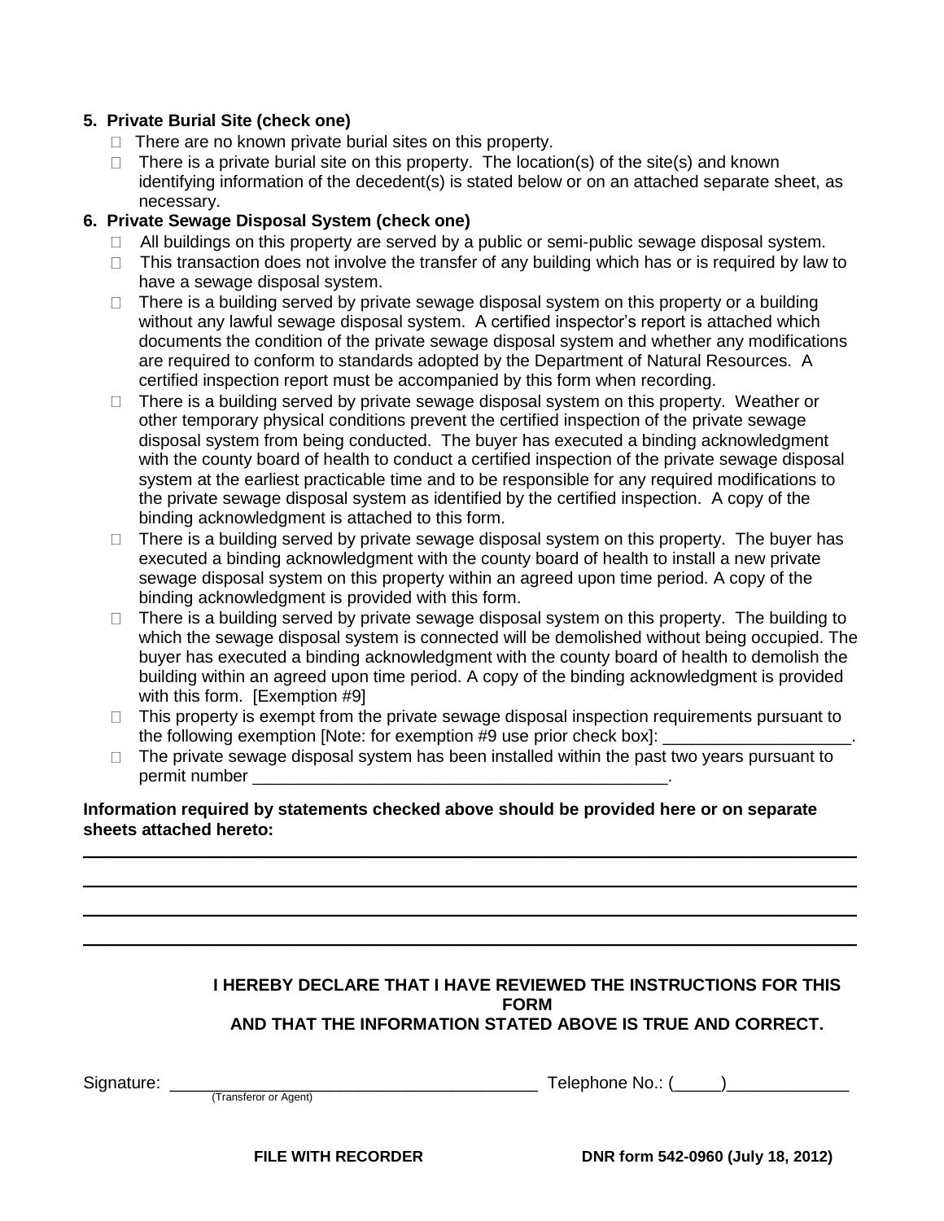**5. Private Burial Site (check one)**

- ☐ There are no known private burial sites on this property.
- ☐ There is a private burial site on this property. The location(s) of the site(s) and known identifying information of the decedent(s) is stated below or on an attached separate sheet, as necessary.

**6. Private Sewage Disposal System (check one)**

- ☐ All buildings on this property are served by a public or semi-public sewage disposal system.
- ☐ This transaction does not involve the transfer of any building which has or is required by law to have a sewage disposal system.
- ☐ There is a building served by private sewage disposal system on this property or a building without any lawful sewage disposal system. A certified inspector's report is attached which documents the condition of the private sewage disposal system and whether any modifications are required to conform to standards adopted by the Department of Natural Resources. A certified inspection report must be accompanied by this form when recording.
- ☐ There is a building served by private sewage disposal system on this property. Weather or other temporary physical conditions prevent the certified inspection of the private sewage disposal system from being conducted. The buyer has executed a binding acknowledgment with the county board of health to conduct a certified inspection of the private sewage disposal system at the earliest practicable time and to be responsible for any required modifications to the private sewage disposal system as identified by the certified inspection. A copy of the binding acknowledgment is attached to this form.
- ☐ There is a building served by private sewage disposal system on this property. The buyer has executed a binding acknowledgment with the county board of health to install a new private sewage disposal system on this property within an agreed upon time period. A copy of the binding acknowledgment is provided with this form.
- ☐ There is a building served by private sewage disposal system on this property. The building to which the sewage disposal system is connected will be demolished without being occupied. The buyer has executed a binding acknowledgment with the county board of health to demolish the building within an agreed upon time period. A copy of the binding acknowledgment is provided with this form. [Exemption #9]
- ☐ This property is exempt from the private sewage disposal inspection requirements pursuant to the following exemption [Note: for exemption #9 use prior check box]: ____________________.
- ☐ The private sewage disposal system has been installed within the past two years pursuant to permit number ______________________________________________.

**Information required by statements checked above should be provided here or on separate sheets attached hereto:**

______________________________________________________________________

______________________________________________________________________

______________________________________________________________________

______________________________________________________________________

**I HEREBY DECLARE THAT I HAVE REVIEWED THE INSTRUCTIONS FOR THIS FORM AND THAT THE INFORMATION STATED ABOVE IS TRUE AND CORRECT.**

Signature: ________________________________________ Telephone No.: (_____)_____________
(Transferor or Agent)

**FILE WITH RECORDER** **DNR form 542-0960 (July 18, 2012)**